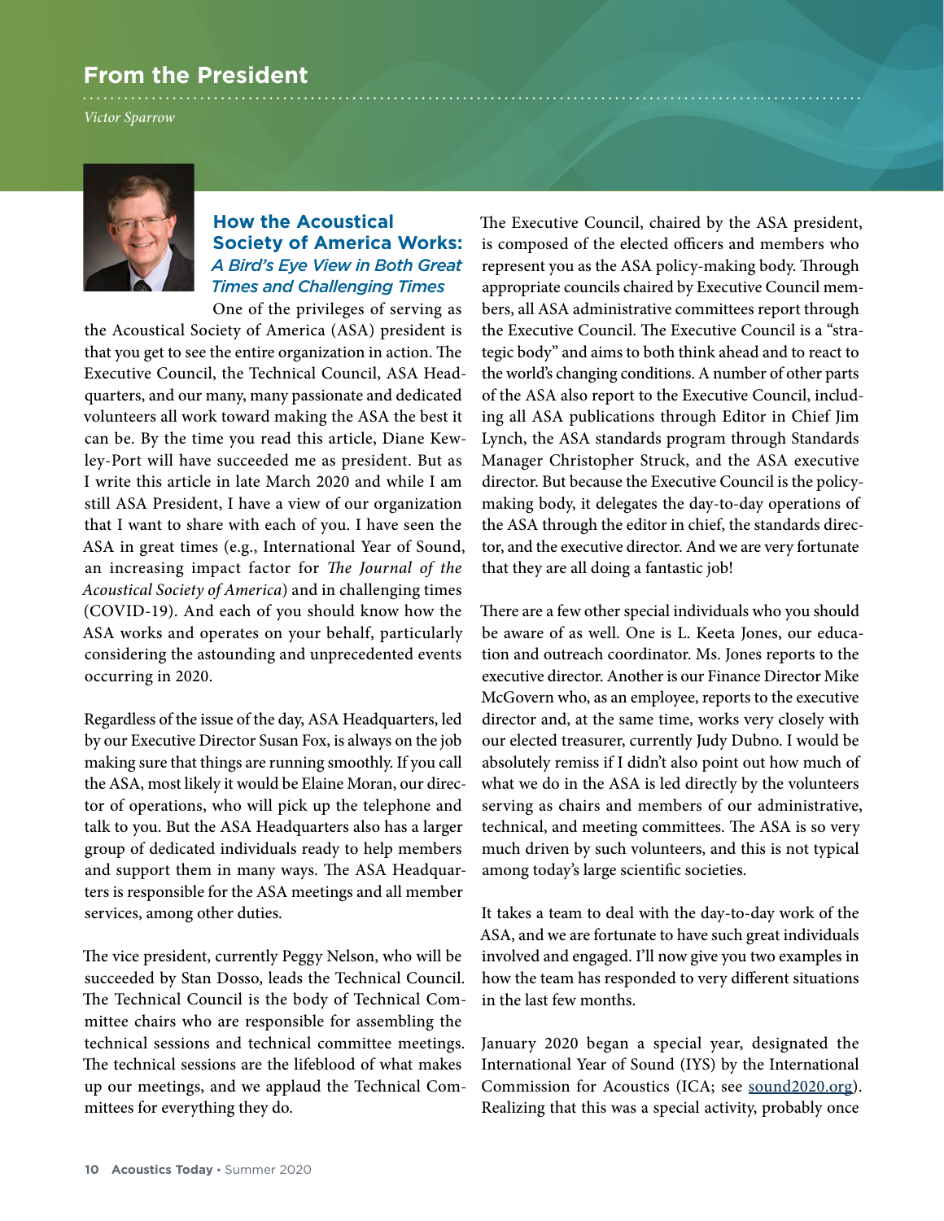## From the President

*Victor Sparrow*

### How the Acoustical Society of America Works: *A Bird's Eye View in Both Great Times and Challenging Times*

One of the privileges of serving as the Acoustical Society of America (ASA) president is that you get to see the entire organization in action. The Executive Council, the Technical Council, ASA Headquarters, and our many, many passionate and dedicated volunteers all work toward making the ASA the best it can be. By the time you read this article, Diane Kewley-Port will have succeeded me as president. But as I write this article in late March 2020 and while I am still ASA President, I have a view of our organization that I want to share with each of you. I have seen the ASA in great times (e.g., International Year of Sound, an increasing impact factor for *The Journal of the Acoustical Society of America*) and in challenging times (COVID-19). And each of you should know how the ASA works and operates on your behalf, particularly considering the astounding and unprecedented events occurring in 2020.

Regardless of the issue of the day, ASA Headquarters, led by our Executive Director Susan Fox, is always on the job making sure that things are running smoothly. If you call the ASA, most likely it would be Elaine Moran, our director of operations, who will pick up the telephone and talk to you. But the ASA Headquarters also has a larger group of dedicated individuals ready to help members and support them in many ways. The ASA Headquarters is responsible for the ASA meetings and all member services, among other duties.

The vice president, currently Peggy Nelson, who will be succeeded by Stan Dosso, leads the Technical Council. The Technical Council is the body of Technical Committee chairs who are responsible for assembling the technical sessions and technical committee meetings. The technical sessions are the lifeblood of what makes up our meetings, and we applaud the Technical Committees for everything they do.

The Executive Council, chaired by the ASA president, is composed of the elected officers and members who represent you as the ASA policy-making body. Through appropriate councils chaired by Executive Council members, all ASA administrative committees report through the Executive Council. The Executive Council is a "strategic body" and aims to both think ahead and to react to the world's changing conditions. A number of other parts of the ASA also report to the Executive Council, including all ASA publications through Editor in Chief Jim Lynch, the ASA standards program through Standards Manager Christopher Struck, and the ASA executive director. But because the Executive Council is the policy-making body, it delegates the day-to-day operations of the ASA through the editor in chief, the standards director, and the executive director. And we are very fortunate that they are all doing a fantastic job!

There are a few other special individuals who you should be aware of as well. One is L. Keeta Jones, our education and outreach coordinator. Ms. Jones reports to the executive director. Another is our Finance Director Mike McGovern who, as an employee, reports to the executive director and, at the same time, works very closely with our elected treasurer, currently Judy Dubno. I would be absolutely remiss if I didn't also point out how much of what we do in the ASA is led directly by the volunteers serving as chairs and members of our administrative, technical, and meeting committees. The ASA is so very much driven by such volunteers, and this is not typical among today's large scientific societies.

It takes a team to deal with the day-to-day work of the ASA, and we are fortunate to have such great individuals involved and engaged. I'll now give you two examples in how the team has responded to very different situations in the last few months.

January 2020 began a special year, designated the International Year of Sound (IYS) by the International Commission for Acoustics (ICA; see sound2020.org). Realizing that this was a special activity, probably once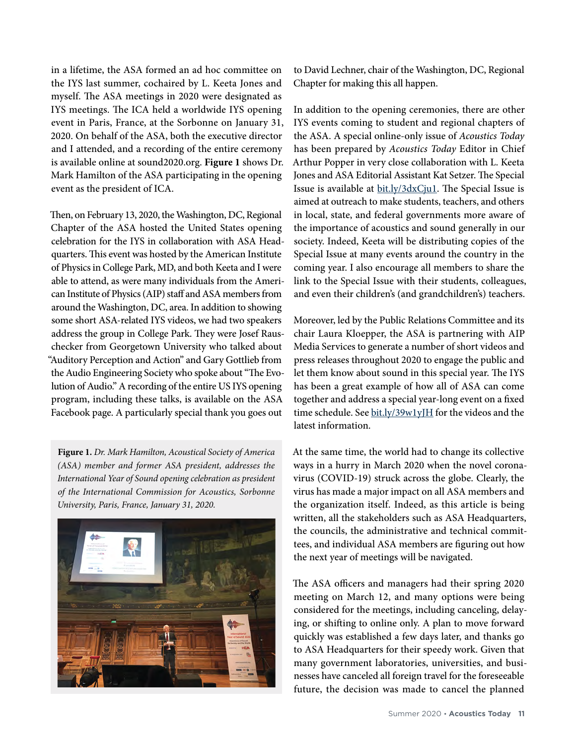in a lifetime, the ASA formed an ad hoc committee on the IYS last summer, cochaired by L. Keeta Jones and myself. The ASA meetings in 2020 were designated as IYS meetings. The ICA held a worldwide IYS opening event in Paris, France, at the Sorbonne on January 31, 2020. On behalf of the ASA, both the executive director and I attended, and a recording of the entire ceremony is available online at sound2020.org. **Figure 1** shows Dr. Mark Hamilton of the ASA participating in the opening event as the president of ICA.

Then, on February 13, 2020, the Washington, DC, Regional Chapter of the ASA hosted the United States opening celebration for the IYS in collaboration with ASA Headquarters. This event was hosted by the American Institute of Physics in College Park, MD, and both Keeta and I were able to attend, as were many individuals from the American Institute of Physics (AIP) staff and ASA members from around the Washington, DC, area. In addition to showing some short ASA-related IYS videos, we had two speakers address the group in College Park. They were Josef Rauschecker from Georgetown University who talked about "Auditory Perception and Action" and Gary Gottlieb from the Audio Engineering Society who spoke about "The Evolution of Audio." A recording of the entire US IYS opening program, including these talks, is available on the ASA Facebook page. A particularly special thank you goes out to David Lechner, chair of the Washington, DC, Regional Chapter for making this all happen.

**Figure 1.** *Dr. Mark Hamilton, Acoustical Society of America (ASA) member and former ASA president, addresses the International Year of Sound opening celebration as president of the International Commission for Acoustics, Sorbonne University, Paris, France, January 31, 2020.*

In addition to the opening ceremonies, there are other IYS events coming to student and regional chapters of the ASA. A special online-only issue of *Acoustics Today* has been prepared by *Acoustics Today* Editor in Chief Arthur Popper in very close collaboration with L. Keeta Jones and ASA Editorial Assistant Kat Setzer. The Special Issue is available at bit.ly/3dxCju1. The Special Issue is aimed at outreach to make students, teachers, and others in local, state, and federal governments more aware of the importance of acoustics and sound generally in our society. Indeed, Keeta will be distributing copies of the Special Issue at many events around the country in the coming year. I also encourage all members to share the link to the Special Issue with their students, colleagues, and even their children's (and grandchildren's) teachers.

Moreover, led by the Public Relations Committee and its chair Laura Kloepper, the ASA is partnering with AIP Media Services to generate a number of short videos and press releases throughout 2020 to engage the public and let them know about sound in this special year. The IYS has been a great example of how all of ASA can come together and address a special year-long event on a fixed time schedule. See bit.ly/39w1yJH for the videos and the latest information.

At the same time, the world had to change its collective ways in a hurry in March 2020 when the novel coronavirus (COVID-19) struck across the globe. Clearly, the virus has made a major impact on all ASA members and the organization itself. Indeed, as this article is being written, all the stakeholders such as ASA Headquarters, the councils, the administrative and technical committees, and individual ASA members are figuring out how the next year of meetings will be navigated.

The ASA officers and managers had their spring 2020 meeting on March 12, and many options were being considered for the meetings, including canceling, delaying, or shifting to online only. A plan to move forward quickly was established a few days later, and thanks go to ASA Headquarters for their speedy work. Given that many government laboratories, universities, and businesses have canceled all foreign travel for the foreseeable future, the decision was made to cancel the planned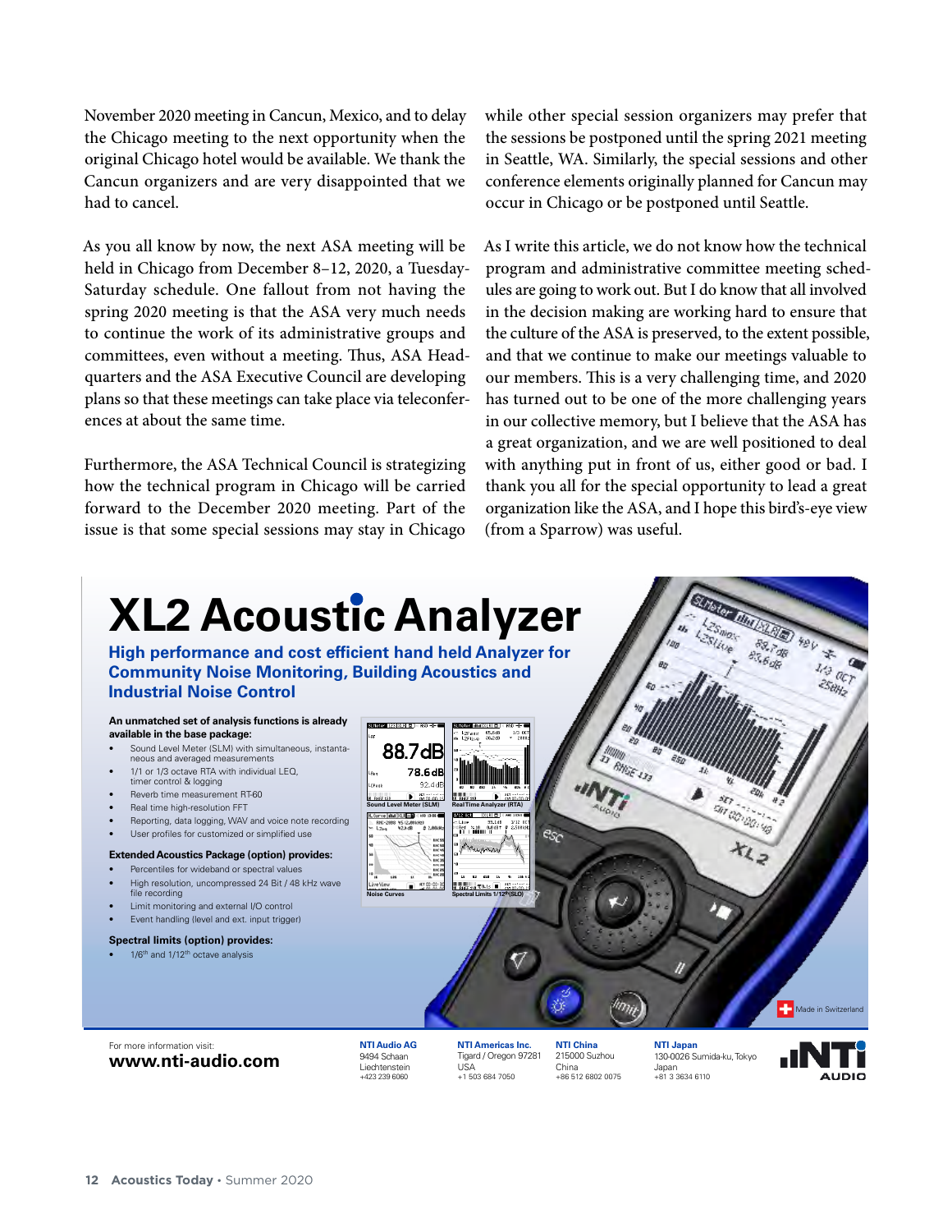November 2020 meeting in Cancun, Mexico, and to delay the Chicago meeting to the next opportunity when the original Chicago hotel would be available. We thank the Cancun organizers and are very disappointed that we had to cancel.

As you all know by now, the next ASA meeting will be held in Chicago from December 8–12, 2020, a Tuesday-Saturday schedule. One fallout from not having the spring 2020 meeting is that the ASA very much needs to continue the work of its administrative groups and committees, even without a meeting. Thus, ASA Headquarters and the ASA Executive Council are developing plans so that these meetings can take place via teleconferences at about the same time.

Furthermore, the ASA Technical Council is strategizing how the technical program in Chicago will be carried forward to the December 2020 meeting. Part of the issue is that some special sessions may stay in Chicago while other special session organizers may prefer that the sessions be postponed until the spring 2021 meeting in Seattle, WA. Similarly, the special sessions and other conference elements originally planned for Cancun may occur in Chicago or be postponed until Seattle.

As I write this article, we do not know how the technical program and administrative committee meeting schedules are going to work out. But I do know that all involved in the decision making are working hard to ensure that the culture of the ASA is preserved, to the extent possible, and that we continue to make our meetings valuable to our members. This is a very challenging time, and 2020 has turned out to be one of the more challenging years in our collective memory, but I believe that the ASA has a great organization, and we are well positioned to deal with anything put in front of us, either good or bad. I thank you all for the special opportunity to lead a great organization like the ASA, and I hope this bird's-eye view (from a Sparrow) was useful.

# XL2 Acoustic Analyzer

**High performance and cost efficient hand held Analyzer for Community Noise Monitoring, Building Acoustics and Industrial Noise Control**

**An unmatched set of analysis functions is already available in the base package:**

- Sound Level Meter (SLM) with simultaneous, instantaneous and averaged measurements
- 1/1 or 1/3 octave RTA with individual LEQ, timer control & logging
- Reverb time measurement RT-60
- Real time high-resolution FFT
- Reporting, data logging, WAV and voice note recording
- User profiles for customized or simplified use

**Extended Acoustics Package (option) provides:**

- Percentiles for wideband or spectral values
- High resolution, uncompressed 24 Bit / 48 kHz wave file recording
- Limit monitoring and external I/O control
- Event handling (level and ext. input trigger)

**Spectral limits (option) provides:**

- 1/6th and 1/12th octave analysis

Sound Level Meter (SLM)
Real Time Analyzer (RTA)
Noise Curves
Spectral Limits 1/12th(SLO)

Made in Switzerland

For more information visit:
**www.nti-audio.com**

**NTI Audio AG**
9494 Schaan
Liechtenstein
+423 239 6060

**NTI Americas Inc.**
Tigard / Oregon 97281
USA
+1 503 684 7050

**NTI China**
215000 Suzhou
China
+86 512 6802 0075

**NTI Japan**
130-0026 Sumida-ku, Tokyo
Japan
+81 3 3634 6110